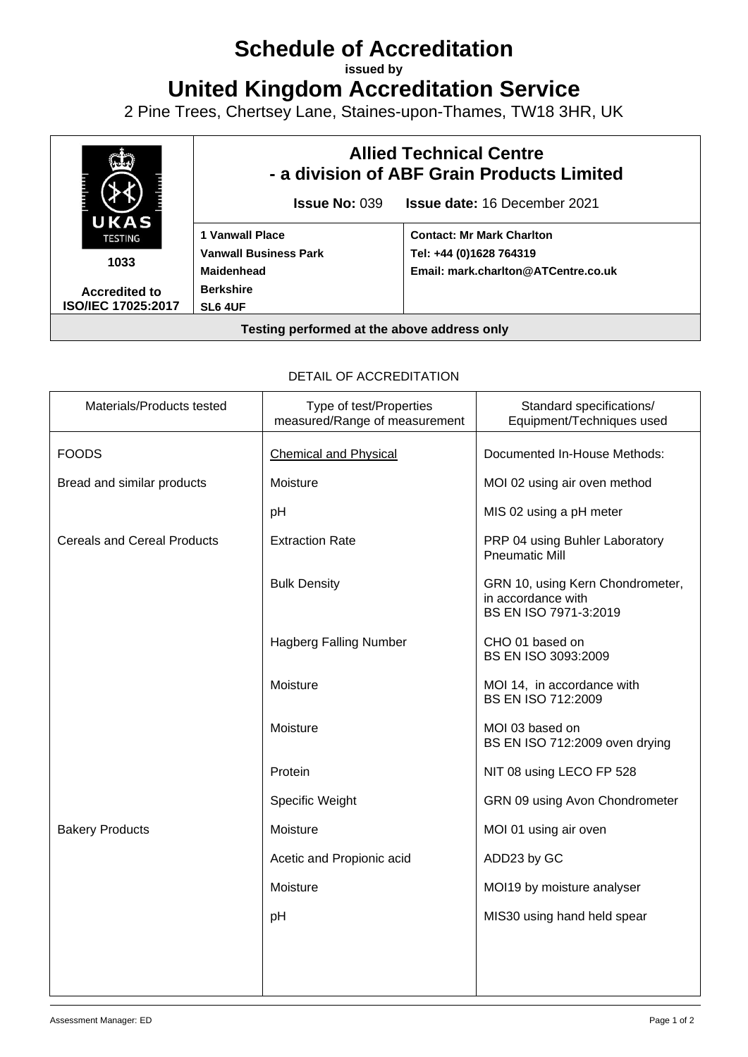# Schedule of Accreditation

**issued by**

# United Kingdom Accreditation Service

2 Pine Trees, Chertsey Lane, Staines-upon-Thames, TW18 3HR, UK

| UKAS TESTING 1033 Accredited to ISO/IEC 17025:2017 | **Allied Technical Centre - a division of ABF Grain Products Limited** | |
|---|---|---|
| | **Issue No:** 039 | **Issue date:** 16 December 2021 |
| | **1 Vanwall Place**<br>**Vanwall Business Park**<br>**Maidenhead**<br>**Berkshire**<br>**SL6 4UF** | **Contact: Mr Mark Charlton**<br>**Tel: +44 (0)1628 764319**<br>**Email: mark.charlton@ATCentre.co.uk** |
| **Testing performed at the above address only** | | |

DETAIL OF ACCREDITATION

| Materials/Products tested | Type of test/Properties measured/Range of measurement | Standard specifications/ Equipment/Techniques used |
|---|---|---|
| FOODS | Chemical and Physical | Documented In-House Methods: |
| Bread and similar products | Moisture | MOI 02 using air oven method |
| | pH | MIS 02 using a pH meter |
| Cereals and Cereal Products | Extraction Rate | PRP 04 using Buhler Laboratory Pneumatic Mill |
| | Bulk Density | GRN 10, using Kern Chondrometer, in accordance with BS EN ISO 7971-3:2019 |
| | Hagberg Falling Number | CHO 01 based on BS EN ISO 3093:2009 |
| | Moisture | MOI 14, in accordance with BS EN ISO 712:2009 |
| | Moisture | MOI 03 based on BS EN ISO 712:2009 oven drying |
| | Protein | NIT 08 using LECO FP 528 |
| | Specific Weight | GRN 09 using Avon Chondrometer |
| Bakery Products | Moisture | MOI 01 using air oven |
| | Acetic and Propionic acid | ADD23 by GC |
| | Moisture | MOI19 by moisture analyser |
| | pH | MIS30 using hand held spear |

Assessment Manager: ED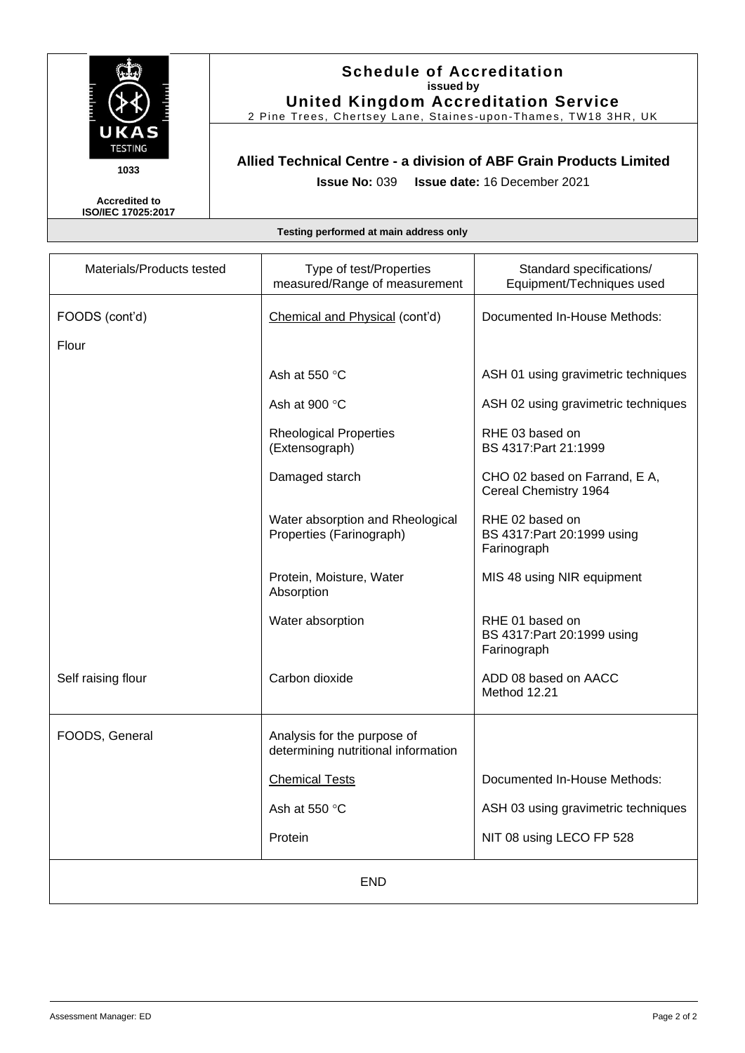UKAS TESTING

1033

Accredited to ISO/IEC 17025:2017

# Schedule of Accreditation
**issued by**
## United Kingdom Accreditation Service
2 Pine Trees, Chertsey Lane, Staines-upon-Thames, TW18 3HR, UK

### Allied Technical Centre - a division of ABF Grain Products Limited

**Issue No:** 039 **Issue date:** 16 December 2021

**Testing performed at main address only**

| Materials/Products tested | Type of test/Properties measured/Range of measurement | Standard specifications/ Equipment/Techniques used |
|---|---|---|
| FOODS (cont'd) | Chemical and Physical (cont'd) | Documented In-House Methods: |
| Flour | | |
| | Ash at 550 °C | ASH 01 using gravimetric techniques |
| | Ash at 900 °C | ASH 02 using gravimetric techniques |
| | Rheological Properties (Extensograph) | RHE 03 based on BS 4317:Part 21:1999 |
| | Damaged starch | CHO 02 based on Farrand, E A, Cereal Chemistry 1964 |
| | Water absorption and Rheological Properties (Farinograph) | RHE 02 based on BS 4317:Part 20:1999 using Farinograph |
| | Protein, Moisture, Water Absorption | MIS 48 using NIR equipment |
| | Water absorption | RHE 01 based on BS 4317:Part 20:1999 using Farinograph |
| Self raising flour | Carbon dioxide | ADD 08 based on AACC Method 12.21 |
| FOODS, General | Analysis for the purpose of determining nutritional information | |
| | Chemical Tests | Documented In-House Methods: |
| | Ash at 550 °C | ASH 03 using gravimetric techniques |
| | Protein | NIT 08 using LECO FP 528 |

END

Assessment Manager: ED